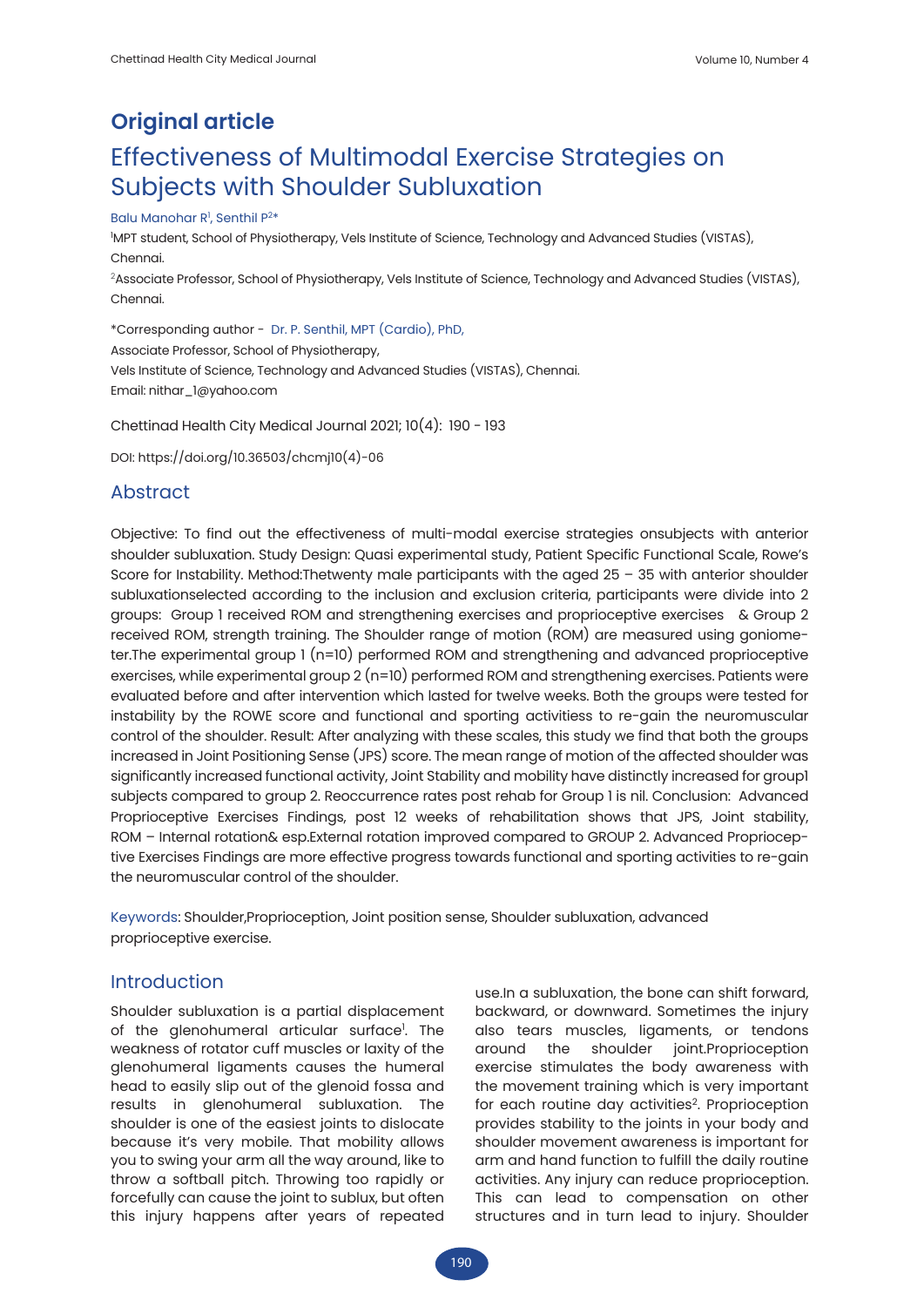## Original article

# Effectiveness of Multimodal Exercise Strategies on Subjects with Shoulder Subluxation

Balu Manohar R[1], Senthil P[2*]

[1]MPT student, School of Physiotherapy, Vels Institute of Science, Technology and Advanced Studies (VISTAS), Chennai.

[2]Associate Professor, School of Physiotherapy, Vels Institute of Science, Technology and Advanced Studies (VISTAS), Chennai.

*Corresponding author - Dr. P. Senthil, MPT (Cardio), PhD,
Associate Professor, School of Physiotherapy,
Vels Institute of Science, Technology and Advanced Studies (VISTAS), Chennai.
Email: nithar_1@yahoo.com

Chettinad Health City Medical Journal 2021; 10(4): 190 - 193

DOI: https://doi.org/10.36503/chcmj10(4)-06

## Abstract

Objective: To find out the effectiveness of multi-modal exercise strategies onsubjects with anterior shoulder subluxation. Study Design: Quasi experimental study, Patient Specific Functional Scale, Rowe's Score for Instability. Method:Thetwenty male participants with the aged 25 – 35 with anterior shoulder subluxationselected according to the inclusion and exclusion criteria, participants were divide into 2 groups: Group 1 received ROM and strengthening exercises and proprioceptive exercises & Group 2 received ROM, strength training. The Shoulder range of motion (ROM) are measured using goniometer.The experimental group 1 (n=10) performed ROM and strengthening and advanced proprioceptive exercises, while experimental group 2 (n=10) performed ROM and strengthening exercises. Patients were evaluated before and after intervention which lasted for twelve weeks. Both the groups were tested for instability by the ROWE score and functional and sporting activitiess to re-gain the neuromuscular control of the shoulder. Result: After analyzing with these scales, this study we find that both the groups increased in Joint Positioning Sense (JPS) score. The mean range of motion of the affected shoulder was significantly increased functional activity, Joint Stability and mobility have distinctly increased for group1 subjects compared to group 2. Reoccurrence rates post rehab for Group 1 is nil. Conclusion: Advanced Proprioceptive Exercises Findings, post 12 weeks of rehabilitation shows that JPS, Joint stability, ROM – Internal rotation& esp.External rotation improved compared to GROUP 2. Advanced Proprioceptive Exercises Findings are more effective progress towards functional and sporting activities to re-gain the neuromuscular control of the shoulder.

Keywords: Shoulder,Proprioception, Joint position sense, Shoulder subluxation, advanced proprioceptive exercise.

## Introduction

Shoulder subluxation is a partial displacement of the glenohumeral articular surface[1]. The weakness of rotator cuff muscles or laxity of the glenohumeral ligaments causes the humeral head to easily slip out of the glenoid fossa and results in glenohumeral subluxation. The shoulder is one of the easiest joints to dislocate because it's very mobile. That mobility allows you to swing your arm all the way around, like to throw a softball pitch. Throwing too rapidly or forcefully can cause the joint to sublux, but often this injury happens after years of repeated use.In a subluxation, the bone can shift forward, backward, or downward. Sometimes the injury also tears muscles, ligaments, or tendons around the shoulder joint.Proprioception exercise stimulates the body awareness with the movement training which is very important for each routine day activities[2]. Proprioception provides stability to the joints in your body and shoulder movement awareness is important for arm and hand function to fulfill the daily routine activities. Any injury can reduce proprioception. This can lead to compensation on other structures and in turn lead to injury. Shoulder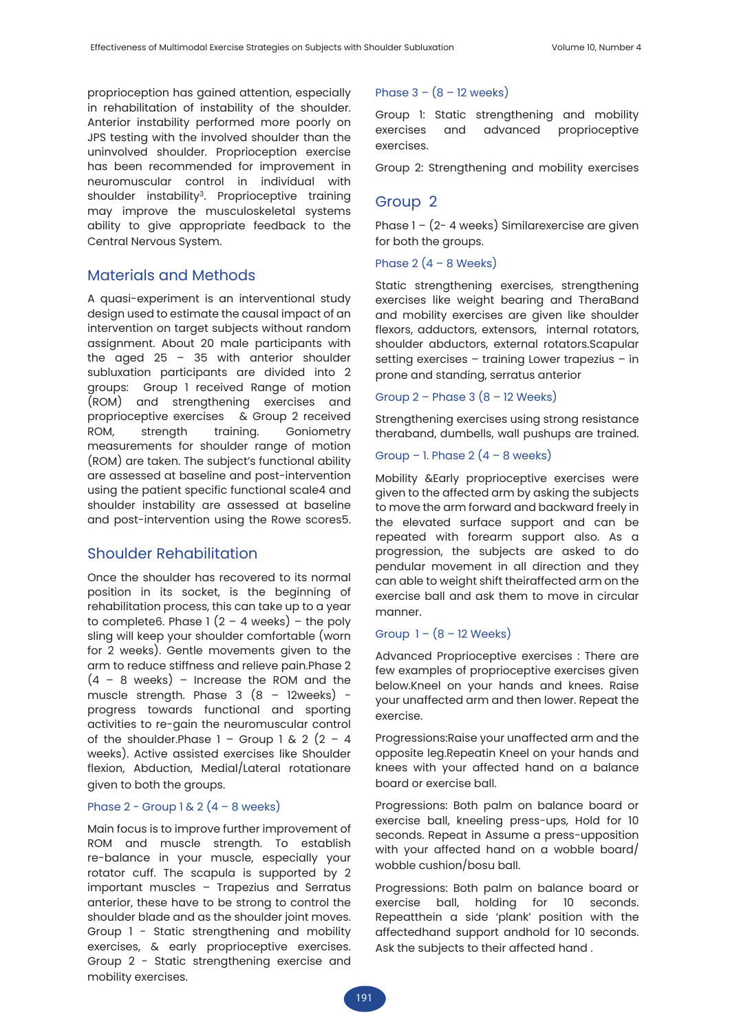proprioception has gained attention, especially in rehabilitation of instability of the shoulder. Anterior instability performed more poorly on JPS testing with the involved shoulder than the uninvolved shoulder. Proprioception exercise has been recommended for improvement in neuromuscular control in individual with shoulder instability[3]. Proprioceptive training may improve the musculoskeletal systems ability to give appropriate feedback to the Central Nervous System.

## Materials and Methods

A quasi-experiment is an interventional study design used to estimate the causal impact of an intervention on target subjects without random assignment. About 20 male participants with the aged 25 – 35 with anterior shoulder subluxation participants are divided into 2 groups: Group 1 received Range of motion (ROM) and strengthening exercises and proprioceptive exercises & Group 2 received ROM, strength training. Goniometry measurements for shoulder range of motion (ROM) are taken. The subject's functional ability are assessed at baseline and post-intervention using the patient specific functional scale4 and shoulder instability are assessed at baseline and post-intervention using the Rowe scores5.

## Shoulder Rehabilitation

Once the shoulder has recovered to its normal position in its socket, is the beginning of rehabilitation process, this can take up to a year to complete6. Phase 1 (2 – 4 weeks) – the poly sling will keep your shoulder comfortable (worn for 2 weeks). Gentle movements given to the arm to reduce stiffness and relieve pain.Phase 2 (4 – 8 weeks) – Increase the ROM and the muscle strength. Phase 3 (8 – 12weeks) - progress towards functional and sporting activities to re-gain the neuromuscular control of the shoulder.Phase 1 – Group 1 & 2 (2 – 4 weeks). Active assisted exercises like Shoulder flexion, Abduction, Medial/Lateral rotationare given to both the groups.

### Phase 2 - Group 1 & 2 (4 – 8 weeks)

Main focus is to improve further improvement of ROM and muscle strength. To establish re-balance in your muscle, especially your rotator cuff. The scapula is supported by 2 important muscles – Trapezius and Serratus anterior, these have to be strong to control the shoulder blade and as the shoulder joint moves. Group 1 - Static strengthening and mobility exercises, & early proprioceptive exercises. Group 2 - Static strengthening exercise and mobility exercises.

### Phase 3 – (8 – 12 weeks)

Group 1: Static strengthening and mobility exercises and advanced proprioceptive exercises.

Group 2: Strengthening and mobility exercises

## Group 2

Phase 1 – (2- 4 weeks) Similarexercise are given for both the groups.

### Phase 2 (4 – 8 Weeks)

Static strengthening exercises, strengthening exercises like weight bearing and TheraBand and mobility exercises are given like shoulder flexors, adductors, extensors, internal rotators, shoulder abductors, external rotators.Scapular setting exercises – training Lower trapezius – in prone and standing, serratus anterior

### Group 2 – Phase 3 (8 – 12 Weeks)

Strengthening exercises using strong resistance theraband, dumbells, wall pushups are trained.

### Group – 1. Phase 2 (4 – 8 weeks)

Mobility &Early proprioceptive exercises were given to the affected arm by asking the subjects to move the arm forward and backward freely in the elevated surface support and can be repeated with forearm support also. As a progression, the subjects are asked to do pendular movement in all direction and they can able to weight shift theiraffected arm on the exercise ball and ask them to move in circular manner.

### Group 1 – (8 – 12 Weeks)

Advanced Proprioceptive exercises : There are few examples of proprioceptive exercises given below.Kneel on your hands and knees. Raise your unaffected arm and then lower. Repeat the exercise.

Progressions:Raise your unaffected arm and the opposite leg.Repeatin Kneel on your hands and knees with your affected hand on a balance board or exercise ball.

Progressions: Both palm on balance board or exercise ball, kneeling press-ups, Hold for 10 seconds. Repeat in Assume a press-upposition with your affected hand on a wobble board/ wobble cushion/bosu ball.

Progressions: Both palm on balance board or exercise ball, holding for 10 seconds. Repeatthein a side 'plank' position with the affectedhand support andhold for 10 seconds. Ask the subjects to their affected hand .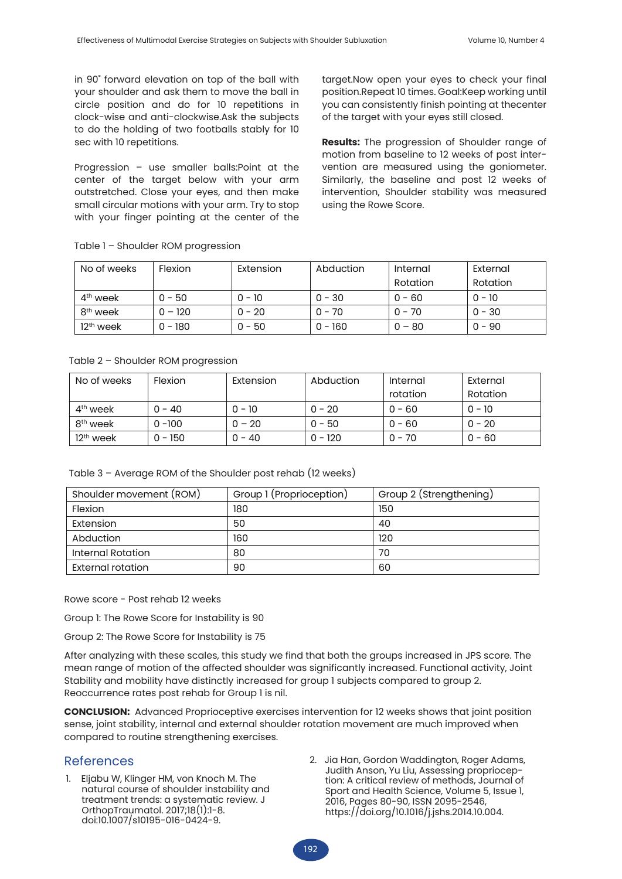in 90˚ forward elevation on top of the ball with your shoulder and ask them to move the ball in circle position and do for 10 repetitions in clock-wise and anti-clockwise.Ask the subjects to do the holding of two footballs stably for 10 sec with 10 repetitions.

Progression – use smaller balls:Point at the center of the target below with your arm outstretched. Close your eyes, and then make small circular motions with your arm. Try to stop with your finger pointing at the center of the target.Now open your eyes to check your final position.Repeat 10 times. Goal:Keep working until you can consistently finish pointing at thecenter of the target with your eyes still closed.

**Results:** The progression of Shoulder range of motion from baseline to 12 weeks of post intervention are measured using the goniometer. Similarly, the baseline and post 12 weeks of intervention, Shoulder stability was measured using the Rowe Score.

Table 1 – Shoulder ROM progression

| No of weeks | Flexion | Extension | Abduction | Internal Rotation | External Rotation |
|---|---|---|---|---|---|
| 4th week | 0 - 50 | 0 - 10 | 0 - 30 | 0 - 60 | 0 - 10 |
| 8th week | 0 – 120 | 0 - 20 | 0 - 70 | 0 - 70 | 0 - 30 |
| 12th week | 0 - 180 | 0 - 50 | 0 - 160 | 0 – 80 | 0 - 90 |

Table 2 – Shoulder ROM progression

| No of weeks | Flexion | Extension | Abduction | Internal rotation | External Rotation |
|---|---|---|---|---|---|
| 4th week | 0 - 40 | 0 - 10 | 0 - 20 | 0 - 60 | 0 - 10 |
| 8th week | 0 -100 | 0 – 20 | 0 - 50 | 0 - 60 | 0 - 20 |
| 12th week | 0 - 150 | 0 - 40 | 0 - 120 | 0 - 70 | 0 - 60 |

Table 3 – Average ROM of the Shoulder post rehab (12 weeks)

| Shoulder movement (ROM) | Group 1 (Proprioception) | Group 2 (Strengthening) |
|---|---|---|
| Flexion | 180 | 150 |
| Extension | 50 | 40 |
| Abduction | 160 | 120 |
| Internal Rotation | 80 | 70 |
| External rotation | 90 | 60 |

Rowe score - Post rehab 12 weeks

Group 1: The Rowe Score for Instability is 90

Group 2: The Rowe Score for Instability is 75

After analyzing with these scales, this study we find that both the groups increased in JPS score. The mean range of motion of the affected shoulder was significantly increased. Functional activity, Joint Stability and mobility have distinctly increased for group 1 subjects compared to group 2. Reoccurrence rates post rehab for Group 1 is nil.

**CONCLUSION:** Advanced Proprioceptive exercises intervention for 12 weeks shows that joint position sense, joint stability, internal and external shoulder rotation movement are much improved when compared to routine strengthening exercises.

## References

1. Eljabu W, Klinger HM, von Knoch M. The natural course of shoulder instability and treatment trends: a systematic review. J OrthopTraumatol. 2017;18(1):1-8. doi:10.1007/s10195-016-0424-9.
2. Jia Han, Gordon Waddington, Roger Adams, Judith Anson, Yu Liu, Assessing proprioception: A critical review of methods, Journal of Sport and Health Science, Volume 5, Issue 1, 2016, Pages 80-90, ISSN 2095-2546, https://doi.org/10.1016/j.jshs.2014.10.004.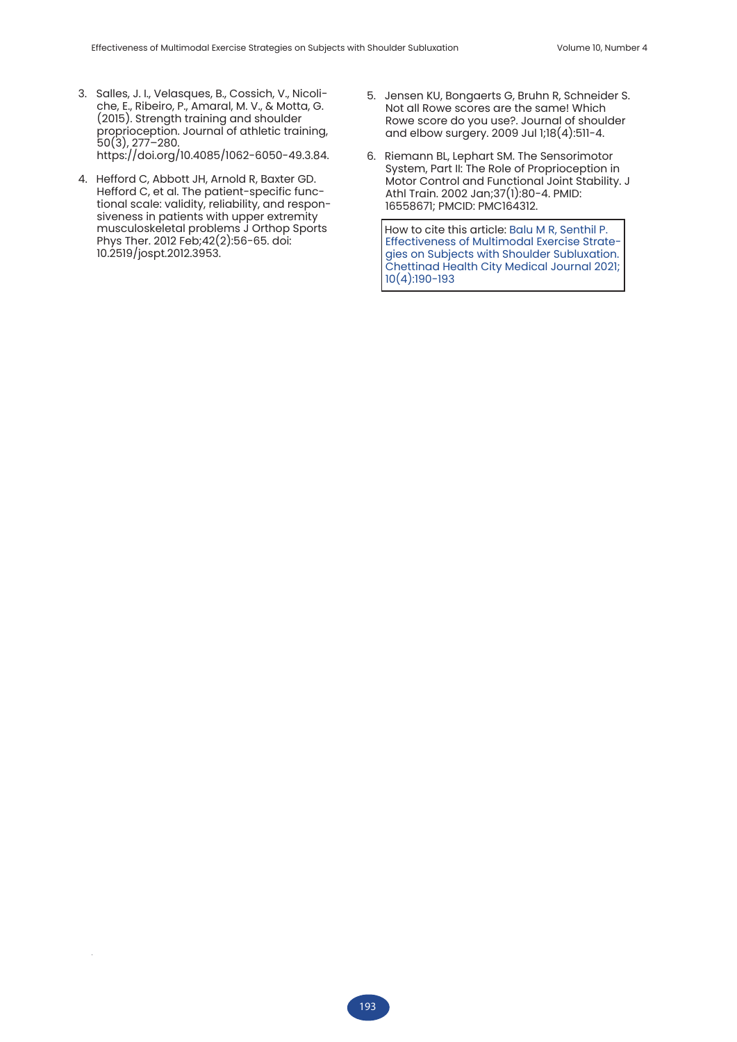3. Salles, J. I., Velasques, B., Cossich, V., Nicoliche, E., Ribeiro, P., Amaral, M. V., & Motta, G. (2015). Strength training and shoulder proprioception. Journal of athletic training, 50(3), 277–280. https://doi.org/10.4085/1062-6050-49.3.84.

4. Hefford C, Abbott JH, Arnold R, Baxter GD. Hefford C, et al. The patient-specific functional scale: validity, reliability, and responsiveness in patients with upper extremity musculoskeletal problems J Orthop Sports Phys Ther. 2012 Feb;42(2):56-65. doi: 10.2519/jospt.2012.3953.

5. Jensen KU, Bongaerts G, Bruhn R, Schneider S. Not all Rowe scores are the same! Which Rowe score do you use?. Journal of shoulder and elbow surgery. 2009 Jul 1;18(4):511-4.

6. Riemann BL, Lephart SM. The Sensorimotor System, Part II: The Role of Proprioception in Motor Control and Functional Joint Stability. J Athl Train. 2002 Jan;37(1):80-4. PMID: 16558671; PMCID: PMC164312.

How to cite this article: Balu M R, Senthil P. Effectiveness of Multimodal Exercise Strategies on Subjects with Shoulder Subluxation. Chettinad Health City Medical Journal 2021; 10(4):190-193